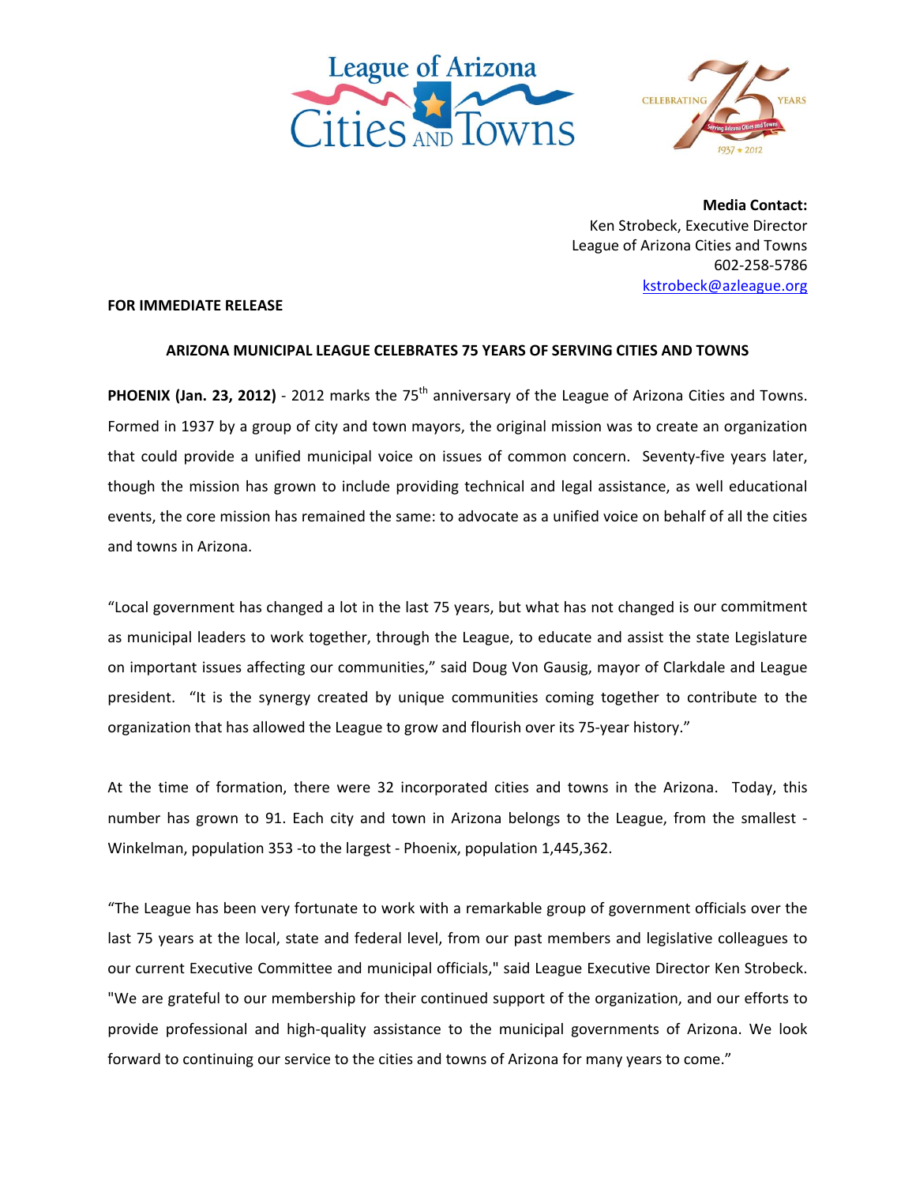**Media Contact:**
Ken Strobeck, Executive Director
League of Arizona Cities and Towns
602-258-5786
kstrobeck@azleague.org

**FOR IMMEDIATE RELEASE**

**ARIZONA MUNICIPAL LEAGUE CELEBRATES 75 YEARS OF SERVING CITIES AND TOWNS**

**PHOENIX (Jan. 23, 2012)** - 2012 marks the 75th anniversary of the League of Arizona Cities and Towns. Formed in 1937 by a group of city and town mayors, the original mission was to create an organization that could provide a unified municipal voice on issues of common concern. Seventy-five years later, though the mission has grown to include providing technical and legal assistance, as well educational events, the core mission has remained the same: to advocate as a unified voice on behalf of all the cities and towns in Arizona.

"Local government has changed a lot in the last 75 years, but what has not changed is our commitment as municipal leaders to work together, through the League, to educate and assist the state Legislature on important issues affecting our communities," said Doug Von Gausig, mayor of Clarkdale and League president. "It is the synergy created by unique communities coming together to contribute to the organization that has allowed the League to grow and flourish over its 75-year history."

At the time of formation, there were 32 incorporated cities and towns in the Arizona. Today, this number has grown to 91. Each city and town in Arizona belongs to the League, from the smallest - Winkelman, population 353 -to the largest - Phoenix, population 1,445,362.

"The League has been very fortunate to work with a remarkable group of government officials over the last 75 years at the local, state and federal level, from our past members and legislative colleagues to our current Executive Committee and municipal officials," said League Executive Director Ken Strobeck. "We are grateful to our membership for their continued support of the organization, and our efforts to provide professional and high-quality assistance to the municipal governments of Arizona. We look forward to continuing our service to the cities and towns of Arizona for many years to come."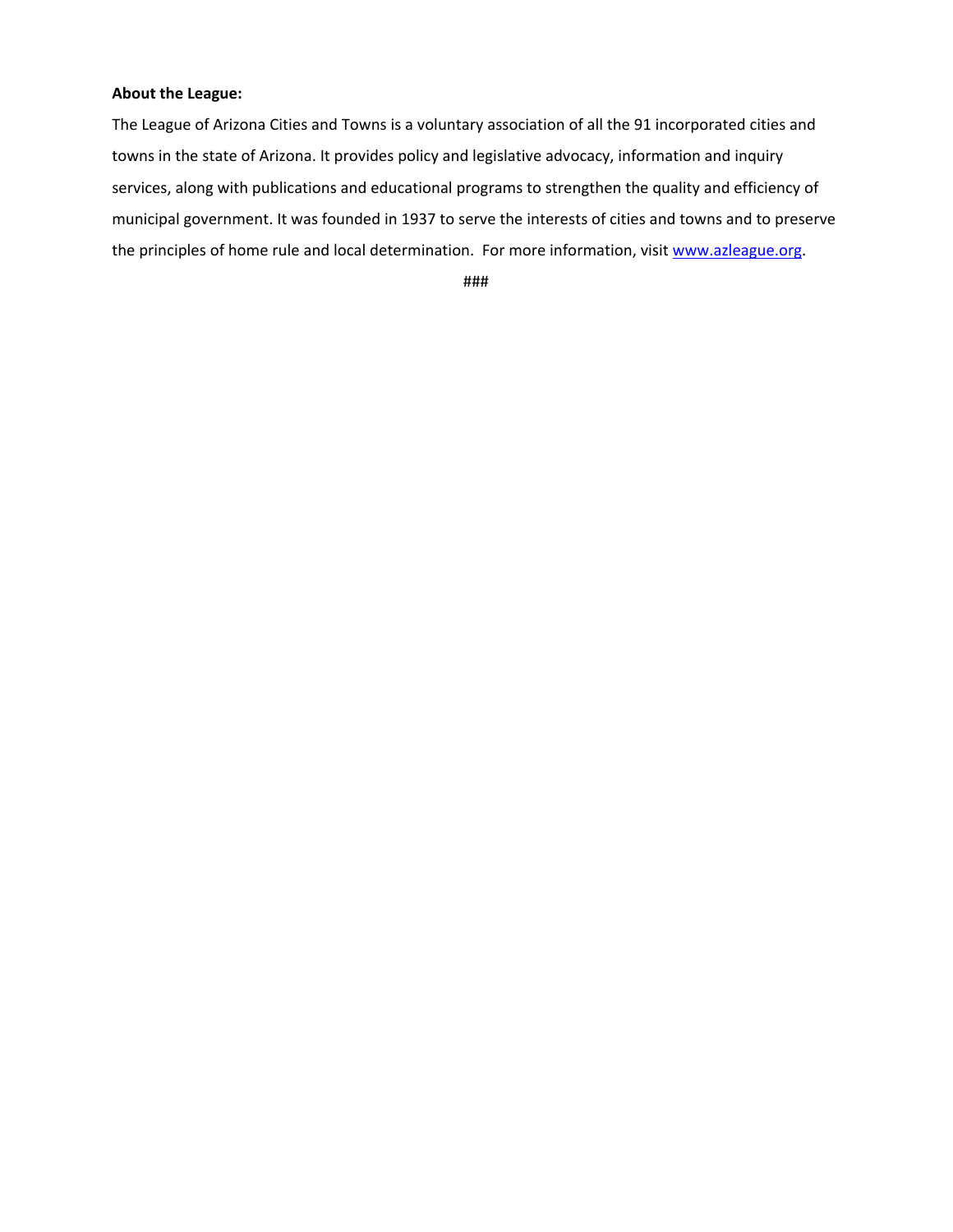**About the League:**

The League of Arizona Cities and Towns is a voluntary association of all the 91 incorporated cities and towns in the state of Arizona. It provides policy and legislative advocacy, information and inquiry services, along with publications and educational programs to strengthen the quality and efficiency of municipal government. It was founded in 1937 to serve the interests of cities and towns and to preserve the principles of home rule and local determination. For more information, visit [www.azleague.org](http://www.azleague.org).

###